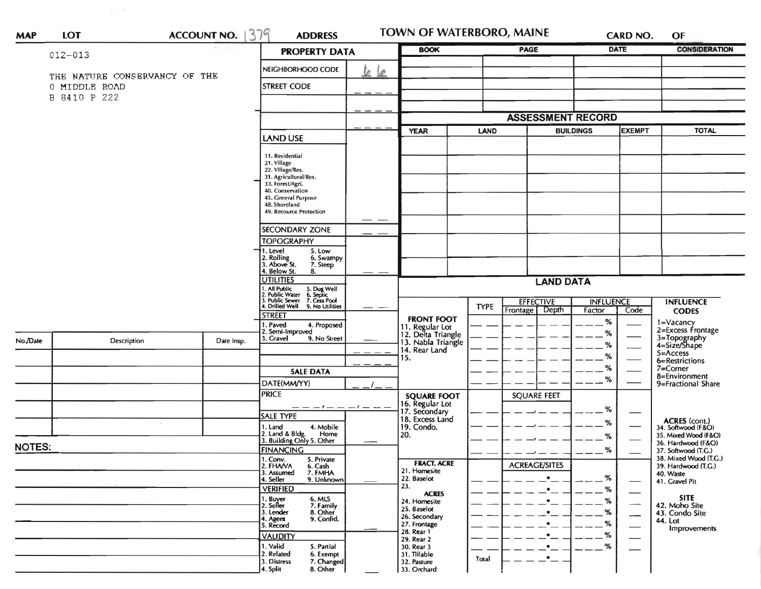**MAP** **LOT** **ACCOUNT NO.** 379 **ADDRESS** **TOWN OF WATERBORO, MAINE** **CARD NO.** **OF**

012-013

THE NATURE CONSERVANCY OF THE
0 MIDDLE ROAD
B 8410 P 222

## PROPERTY DATA

| | |
|---|---|
| NEIGHBORHOOD CODE | 66 |
| STREET CODE | |
| | |
| | |

**LAND USE**

11. Residential
21. Village
22. Village/Res.
31. Agricultural/Res.
33. Forest/Agri.
40. Conservation
45. General Purpose
48. Shoreland
49. Resource Protection

**SECONDARY ZONE**

**TOPOGRAPHY**

1. Level
2. Rolling
3. Above St.
4. Below St.
5. Low
6. Swampy
7. Steep
8.

**UTILITIES**

1. All Public
2. Public Water
3. Public Sewer
4. Drilled Well
5. Dug Well
6. Septic
7. Cess Pool
9. No Utilities

**STREET**

1. Paved
2. Semi-Improved
3. Gravel
4. Proposed
9. No Street

## SALE DATA

DATE(MM/YY) __/__

PRICE

**SALE TYPE**

1. Land
2. Land & Bldg.
3. Building Only
4. Mobile Home
5. Other

**FINANCING**

1. Conv.
2. FHA/VA
3. Assumed
4. Seller
5. Private
6. Cash
7. FMHA
9. Unknown

**VERIFIED**

1. Buyer
2. Seller
3. Lender
4. Agent
5. Record
6. MLS
7. Family
8. Other
9. Confid.

**VALIDITY**

1. Valid
2. Related
3. Distress
4. Split
5. Partial
6. Exempt
7. Changed
8. Other

| BOOK | PAGE | DATE | CONSIDERATION |
|---|---|---|---|
| | | | |
| | | | |
| | | | |
| | | | |
| | | | |

## ASSESSMENT RECORD

| YEAR | LAND | BUILDINGS | EXEMPT | TOTAL |
|---|---|---|---|---|
| | | | | |
| | | | | |
| | | | | |
| | | | | |
| | | | | |
| | | | | |
| | | | | |

## LAND DATA

| | TYPE | EFFECTIVE Frontage | EFFECTIVE Depth | INFLUENCE Factor | INFLUENCE Code |
|---|---|---|---|---|---|
| **FRONT FOOT** 11. Regular Lot 12. Delta Triangle 13. Nabla Triangle 14. Rear Land 15. | | | | % | |
| **SQUARE FOOT** 16. Regular Lot 17. Secondary 18. Excess Land 19. Condo. 20. | | SQUARE FEET | | % | |
| **FRACT. ACRE** 21. Homesite 22. Baselot 23. **ACRES** 24. Homesite 25. Baselot 26. Secondary 27. Frontage 28. Rear 1 29. Rear 2 30. Rear 3 31. Tillable 32. Pasture 33. Orchard | | ACREAGE/SITES | | % | |
| | Total | | | | |

**INFLUENCE CODES**

1=Vacancy
2=Excess Frontage
3=Topography
4=Size/Shape
5=Access
6=Restrictions
7=Corner
8=Environment
9=Fractional Share

**ACRES (cont.)**

34. Softwood (F&O)
35. Mixed Wood (F&O)
36. Hardwood (F&O)
37. Softwood (T.G.)
38. Mixed Wood (T.G.)
39. Hardwood (T.G.)
40. Waste
41. Gravel Pit

**SITE**

42. Moho Site
43. Condo Site
44. Lot Improvements

| No./Date | Description | Date Insp. |
|---|---|---|
| | | |
| | | |
| | | |
| | | |
| | | |

**NOTES:**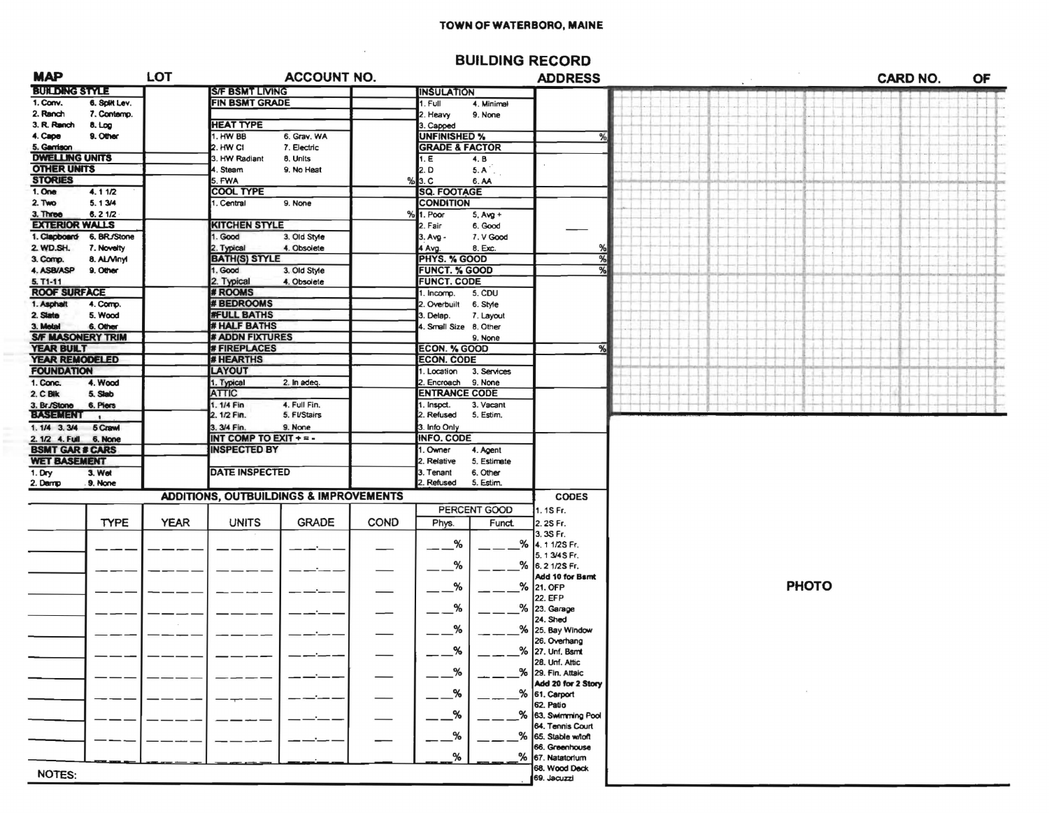**TOWN OF WATERBORO, MAINE**

## BUILDING RECORD

MAP | LOT | ACCOUNT NO. | ADDRESS | CARD NO. | OF

**BUILDING STYLE**
1. Conv. 6. Split Lev.
2. Ranch 7. Contemp.
3. R. Ranch 8. Log
4. Cape 9. Other
5. Garrison

**DWELLING UNITS**

**OTHER UNITS**

**STORIES**
1. One 4. 1 1/2
2. Two 5. 1 3/4
3. Three 6. 2 1/2

**EXTERIOR WALLS**
1. Clapboard 6. BR./Stone
2. WD.SH. 7. Novelty
3. Comp. 8. AL/Vinyl
4. ASB/ASP 9. Other
5. T1-11

**ROOF SURFACE**
1. Asphalt 4. Comp.
2. Slate 5. Wood
3. Metal 6. Other

**S/F MASONERY TRIM**

**YEAR BUILT**

**YEAR REMODELED**

**FOUNDATION**
1. Conc. 4. Wood
2. C Blk 5. Slab
3. Br./Stone 6. Piers

**BASEMENT**
1. 1/4 3. 3/4 5 Crawl
2. 1/2 4. Full 6. None

**BSMT GAR # CARS**

**WET BASEMENT**
1. Dry 3. Wet
2. Damp 9. None

**S/F BSMT LIVING**

**FIN BSMT GRADE**

**HEAT TYPE**
1. HW BB 6. Grav. WA
2. HW CI 7. Electric
3. HW Radiant 8. Units
4. Steam 9. No Heat
5. FWA

%

**COOL TYPE**
1. Central 9. None

%

**KITCHEN STYLE**
1. Good 3. Old Style
2. Typical 4. Obsolete

**BATH(S) STYLE**
1. Good 3. Old Style
2. Typical 4. Obsolete

**# ROOMS**

**# BEDROOMS**

**#FULL BATHS**

**# HALF BATHS**

**# ADDN FIXTURES**

**# FIREPLACES**

**# HEARTHS**

**LAYOUT**
1. Typical 2. In adeq.

**ATTIC**
1. 1/4 Fin 4. Full Fin.
2. 1/2 Fin. 5. Fl/Stairs
3. 3/4 Fin. 9. None

**INT COMP TO EXIT + = -**

**INSPECTED BY**

**DATE INSPECTED**

**INSULATION**
1. Full 4. Minimal
2. Heavy 9. None
3. Capped

**UNFINISHED %** %

**GRADE & FACTOR**
1. E 4. B
2. D 5. A
3. C 6. AA

**SQ. FOOTAGE**

**CONDITION**
1. Poor 5. Avg +
2. Fair 6. Good
3. Avg - 7. V Good
4 Avg. 8. Exc.

%

**PHYS. % GOOD** %

**FUNCT. % GOOD** %

**FUNCT. CODE**
1. Incomp. 5. CDU
2. Overbuilt 6. Style
3. Delap. 7. Layout
4. Small Size 8. Other
9. None

**ECON. % GOOD** %

**ECON. CODE**
1. Location 3. Services
2. Encroach 9. None

**ENTRANCE CODE**
1. Inspct. 3. Vacant
2. Refused 5. Estim.
3. Info Only

**INFO. CODE**
1. Owner 4. Agent
2. Relative 5. Estimate
3. Tenant 6. Other
2. Refused 5. Estim.

### ADDITIONS, OUTBUILDINGS & IMPROVEMENTS

| | TYPE | YEAR | UNITS | GRADE | COND | PERCENT GOOD Phys. | PERCENT GOOD Funct. |
|---|---|---|---|---|---|---|---|
| | | | | . | | % | % |
| | | | | . | | % | % |
| | | | | . | | % | % |
| | | | | . | | % | % |
| | | | | . | | % | % |
| | | | | . | | % | % |
| | | | | . | | % | % |
| | | | | . | | % | % |
| | | | | . | | % | % |
| | | | | . | | % | % |
| | | | | . | | % | % |

NOTES:

**CODES**
1. 1S Fr.
2. 2S Fr.
3. 3S Fr.
4. 1 1/2S Fr.
5. 1 3/4S Fr.
6. 2 1/2S Fr.

**Add 10 for Bsmt**

21. OFP
22. EFP
23. Garage
24. Shed
25. Bay Window
26. Overhang
27. Unf. Bsmt
28. Unf. Attic
29. Fin. Attaic

**Add 20 for 2 Story**

61. Carport
62. Patio
63. Swimming Pool
64. Tennis Court
65. Stable w/loft
66. Greenhouse
67. Natatorium
68. Wood Deck
69. Jacuzzi

**PHOTO**